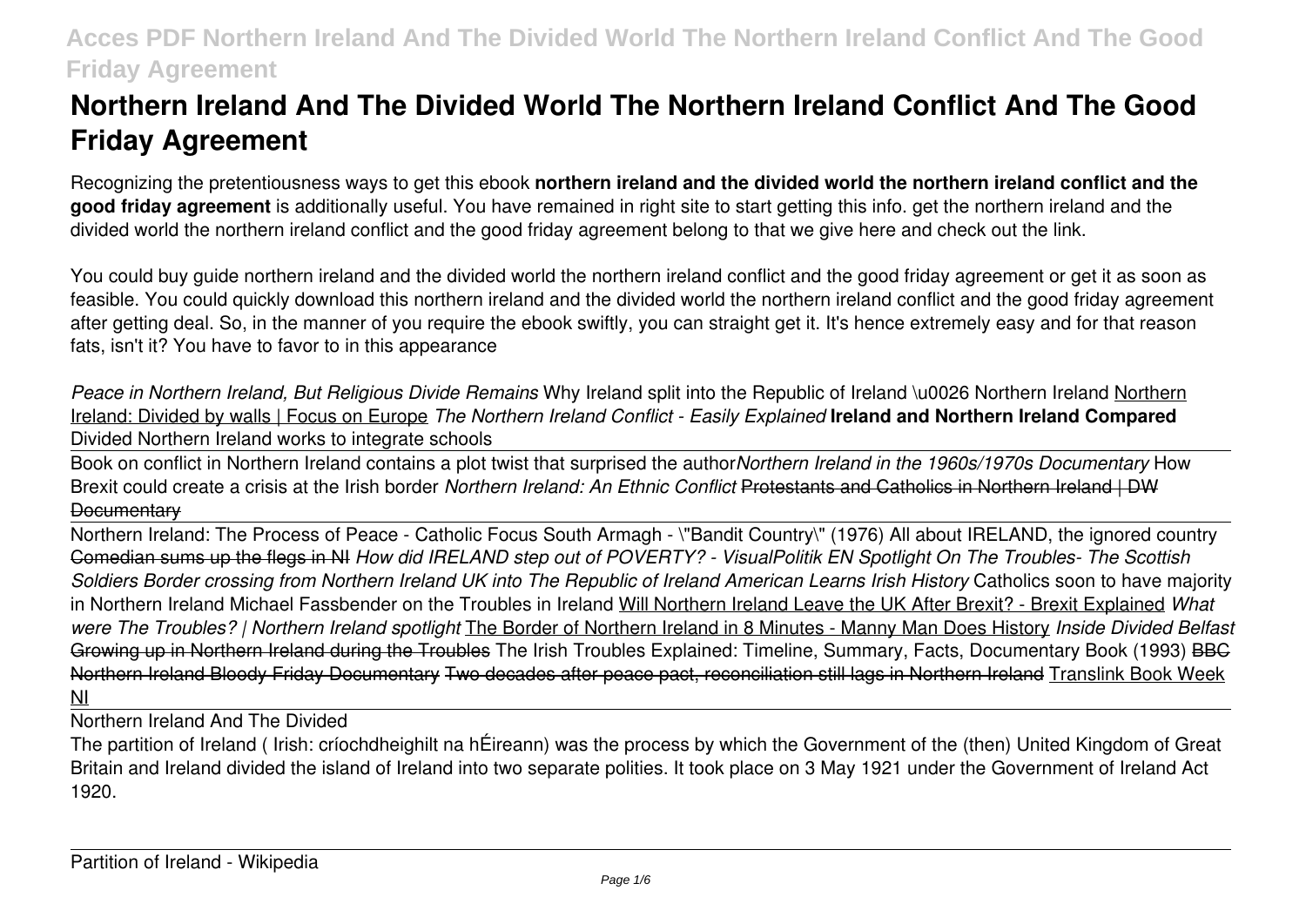# Northern Ireland And The Divided World The Northern Ireland Conflict And The Good Friday Agreement

Recognizing the pretentiousness ways to get this ebook **northern ireland and the divided world the northern ireland conflict and the good friday agreement** is additionally useful. You have remained in right site to start getting this info. get the northern ireland and the divided world the northern ireland conflict and the good friday agreement belong to that we give here and check out the link.

You could buy guide northern ireland and the divided world the northern ireland conflict and the good friday agreement or get it as soon as feasible. You could quickly download this northern ireland and the divided world the northern ireland conflict and the good friday agreement after getting deal. So, in the manner of you require the ebook swiftly, you can straight get it. It's hence extremely easy and for that reason fats, isn't it? You have to favor to in this appearance

*Peace in Northern Ireland, But Religious Divide Remains* Why Ireland split into the Republic of Ireland \u0026 Northern Ireland Northern Ireland: Divided by walls | Focus on Europe *The Northern Ireland Conflict - Easily Explained* **Ireland and Northern Ireland Compared** Divided Northern Ireland works to integrate schools

Book on conflict in Northern Ireland contains a plot twist that surprised the author *Northern Ireland in the 1960s/1970s Documentary* How Brexit could create a crisis at the Irish border *Northern Ireland: An Ethnic Conflict* ~~Protestants and Catholics in Northern Ireland | DW Documentary~~

Northern Ireland: The Process of Peace - Catholic Focus South Armagh - \"Bandit Country\" (1976) All about IRELAND, the ignored country ~~Comedian sums up the flegs in NI~~ *How did IRELAND step out of POVERTY? - VisualPolitik EN* *Spotlight On The Troubles- The Scottish Soldiers* Border crossing from Northern Ireland UK into The Republic of Ireland American Learns Irish History Catholics soon to have majority in Northern Ireland Michael Fassbender on the Troubles in Ireland Will Northern Ireland Leave the UK After Brexit? - Brexit Explained *What were The Troubles? | Northern Ireland spotlight* The Border of Northern Ireland in 8 Minutes - Manny Man Does History *Inside Divided Belfast* ~~Growing up in Northern Ireland during the Troubles~~ The Irish Troubles Explained: Timeline, Summary, Facts, Documentary Book (1993) ~~BBC Northern Ireland Bloody Friday Documentary~~ ~~Two decades after peace pact, reconciliation still lags in Northern Ireland~~ Translink Book Week NI

Northern Ireland And The Divided

The partition of Ireland ( Irish: críochdheighilt na hÉireann) was the process by which the Government of the (then) United Kingdom of Great Britain and Ireland divided the island of Ireland into two separate polities. It took place on 3 May 1921 under the Government of Ireland Act 1920.

Partition of Ireland - Wikipedia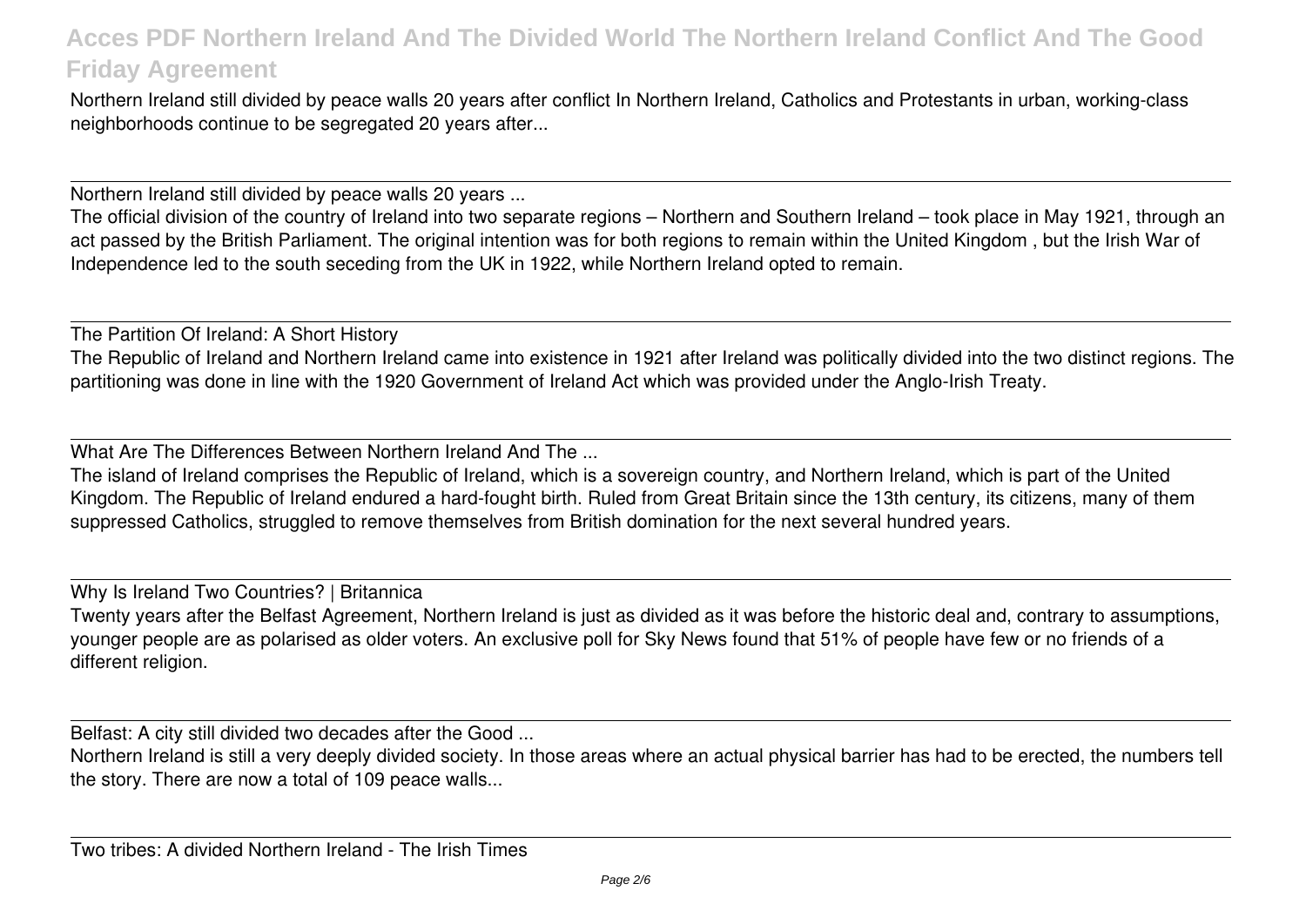Northern Ireland still divided by peace walls 20 years after conflict In Northern Ireland, Catholics and Protestants in urban, working-class neighborhoods continue to be segregated 20 years after...

Northern Ireland still divided by peace walls 20 years ...

The official division of the country of Ireland into two separate regions – Northern and Southern Ireland – took place in May 1921, through an act passed by the British Parliament. The original intention was for both regions to remain within the United Kingdom , but the Irish War of Independence led to the south seceding from the UK in 1922, while Northern Ireland opted to remain.

The Partition Of Ireland: A Short History

The Republic of Ireland and Northern Ireland came into existence in 1921 after Ireland was politically divided into the two distinct regions. The partitioning was done in line with the 1920 Government of Ireland Act which was provided under the Anglo-Irish Treaty.

What Are The Differences Between Northern Ireland And The ...

The island of Ireland comprises the Republic of Ireland, which is a sovereign country, and Northern Ireland, which is part of the United Kingdom. The Republic of Ireland endured a hard-fought birth. Ruled from Great Britain since the 13th century, its citizens, many of them suppressed Catholics, struggled to remove themselves from British domination for the next several hundred years.

Why Is Ireland Two Countries? | Britannica

Twenty years after the Belfast Agreement, Northern Ireland is just as divided as it was before the historic deal and, contrary to assumptions, younger people are as polarised as older voters. An exclusive poll for Sky News found that 51% of people have few or no friends of a different religion.

Belfast: A city still divided two decades after the Good ...

Northern Ireland is still a very deeply divided society. In those areas where an actual physical barrier has had to be erected, the numbers tell the story. There are now a total of 109 peace walls...

Two tribes: A divided Northern Ireland - The Irish Times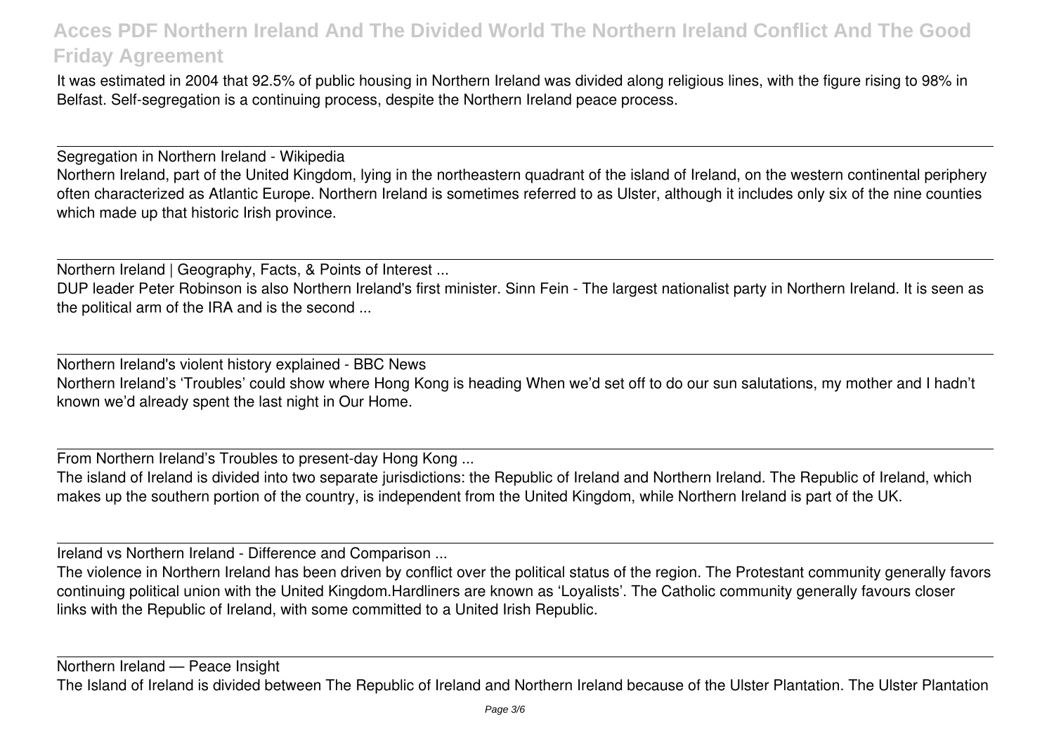It was estimated in 2004 that 92.5% of public housing in Northern Ireland was divided along religious lines, with the figure rising to 98% in Belfast. Self-segregation is a continuing process, despite the Northern Ireland peace process.

Segregation in Northern Ireland - Wikipedia

Northern Ireland, part of the United Kingdom, lying in the northeastern quadrant of the island of Ireland, on the western continental periphery often characterized as Atlantic Europe. Northern Ireland is sometimes referred to as Ulster, although it includes only six of the nine counties which made up that historic Irish province.

Northern Ireland | Geography, Facts, & Points of Interest ...

DUP leader Peter Robinson is also Northern Ireland's first minister. Sinn Fein - The largest nationalist party in Northern Ireland. It is seen as the political arm of the IRA and is the second ...

Northern Ireland's violent history explained - BBC News

Northern Ireland's 'Troubles' could show where Hong Kong is heading When we'd set off to do our sun salutations, my mother and I hadn't known we'd already spent the last night in Our Home.

From Northern Ireland's Troubles to present-day Hong Kong ...

The island of Ireland is divided into two separate jurisdictions: the Republic of Ireland and Northern Ireland. The Republic of Ireland, which makes up the southern portion of the country, is independent from the United Kingdom, while Northern Ireland is part of the UK.

Ireland vs Northern Ireland - Difference and Comparison ...

The violence in Northern Ireland has been driven by conflict over the political status of the region. The Protestant community generally favors continuing political union with the United Kingdom.Hardliners are known as 'Loyalists'. The Catholic community generally favours closer links with the Republic of Ireland, with some committed to a United Irish Republic.

Northern Ireland — Peace Insight

The Island of Ireland is divided between The Republic of Ireland and Northern Ireland because of the Ulster Plantation. The Ulster Plantation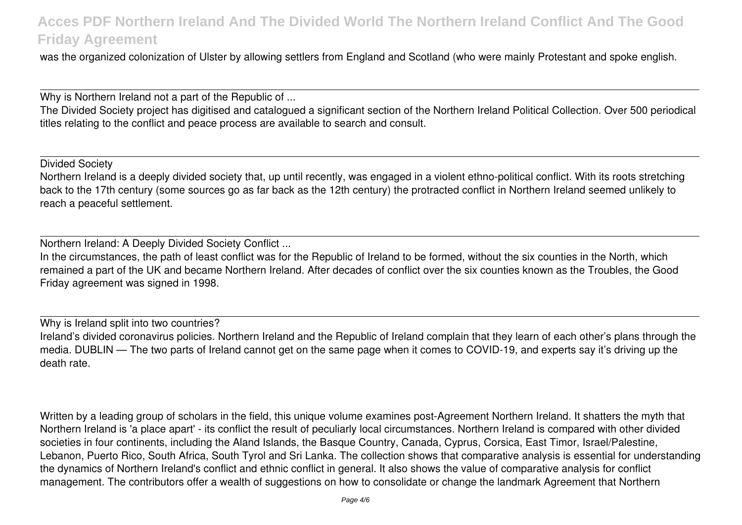was the organized colonization of Ulster by allowing settlers from England and Scotland (who were mainly Protestant and spoke english.

---

Why is Northern Ireland not a part of the Republic of ...

The Divided Society project has digitised and catalogued a significant section of the Northern Ireland Political Collection. Over 500 periodical titles relating to the conflict and peace process are available to search and consult.

---

Divided Society

Northern Ireland is a deeply divided society that, up until recently, was engaged in a violent ethno-political conflict. With its roots stretching back to the 17th century (some sources go as far back as the 12th century) the protracted conflict in Northern Ireland seemed unlikely to reach a peaceful settlement.

---

Northern Ireland: A Deeply Divided Society Conflict ...

In the circumstances, the path of least conflict was for the Republic of Ireland to be formed, without the six counties in the North, which remained a part of the UK and became Northern Ireland. After decades of conflict over the six counties known as the Troubles, the Good Friday agreement was signed in 1998.

---

Why is Ireland split into two countries?

Ireland's divided coronavirus policies. Northern Ireland and the Republic of Ireland complain that they learn of each other's plans through the media. DUBLIN — The two parts of Ireland cannot get on the same page when it comes to COVID-19, and experts say it's driving up the death rate.

Written by a leading group of scholars in the field, this unique volume examines post-Agreement Northern Ireland. It shatters the myth that Northern Ireland is 'a place apart' - its conflict the result of peculiarly local circumstances. Northern Ireland is compared with other divided societies in four continents, including the Aland Islands, the Basque Country, Canada, Cyprus, Corsica, East Timor, Israel/Palestine, Lebanon, Puerto Rico, South Africa, South Tyrol and Sri Lanka. The collection shows that comparative analysis is essential for understanding the dynamics of Northern Ireland's conflict and ethnic conflict in general. It also shows the value of comparative analysis for conflict management. The contributors offer a wealth of suggestions on how to consolidate or change the landmark Agreement that Northern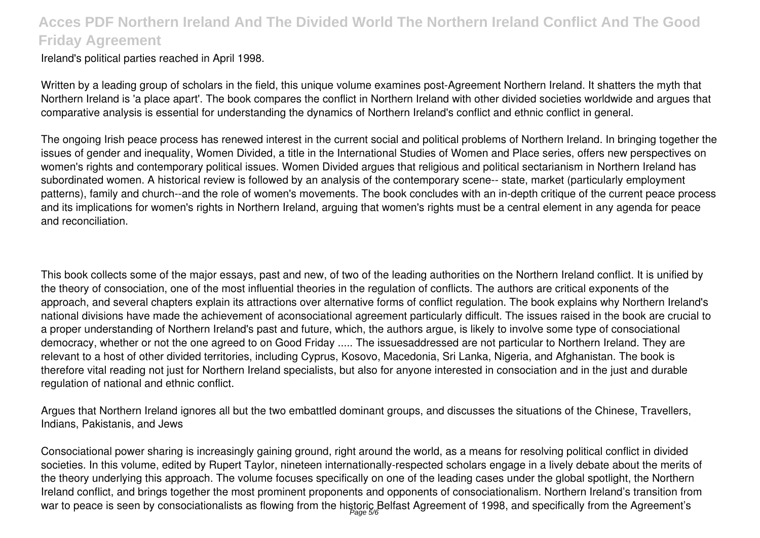Ireland's political parties reached in April 1998.

Written by a leading group of scholars in the field, this unique volume examines post-Agreement Northern Ireland. It shatters the myth that Northern Ireland is 'a place apart'. The book compares the conflict in Northern Ireland with other divided societies worldwide and argues that comparative analysis is essential for understanding the dynamics of Northern Ireland's conflict and ethnic conflict in general.

The ongoing Irish peace process has renewed interest in the current social and political problems of Northern Ireland. In bringing together the issues of gender and inequality, Women Divided, a title in the International Studies of Women and Place series, offers new perspectives on women's rights and contemporary political issues. Women Divided argues that religious and political sectarianism in Northern Ireland has subordinated women. A historical review is followed by an analysis of the contemporary scene-- state, market (particularly employment patterns), family and church--and the role of women's movements. The book concludes with an in-depth critique of the current peace process and its implications for women's rights in Northern Ireland, arguing that women's rights must be a central element in any agenda for peace and reconciliation.

This book collects some of the major essays, past and new, of two of the leading authorities on the Northern Ireland conflict. It is unified by the theory of consociation, one of the most influential theories in the regulation of conflicts. The authors are critical exponents of the approach, and several chapters explain its attractions over alternative forms of conflict regulation. The book explains why Northern Ireland's national divisions have made the achievement of aconsociational agreement particularly difficult. The issues raised in the book are crucial to a proper understanding of Northern Ireland's past and future, which, the authors argue, is likely to involve some type of consociational democracy, whether or not the one agreed to on Good Friday ..... The issuesaddressed are not particular to Northern Ireland. They are relevant to a host of other divided territories, including Cyprus, Kosovo, Macedonia, Sri Lanka, Nigeria, and Afghanistan. The book is therefore vital reading not just for Northern Ireland specialists, but also for anyone interested in consociation and in the just and durable regulation of national and ethnic conflict.

Argues that Northern Ireland ignores all but the two embattled dominant groups, and discusses the situations of the Chinese, Travellers, Indians, Pakistanis, and Jews

Consociational power sharing is increasingly gaining ground, right around the world, as a means for resolving political conflict in divided societies. In this volume, edited by Rupert Taylor, nineteen internationally-respected scholars engage in a lively debate about the merits of the theory underlying this approach. The volume focuses specifically on one of the leading cases under the global spotlight, the Northern Ireland conflict, and brings together the most prominent proponents and opponents of consociationalism. Northern Ireland's transition from war to peace is seen by consociationalists as flowing from the historic Belfast Agreement of 1998, and specifically from the Agreement's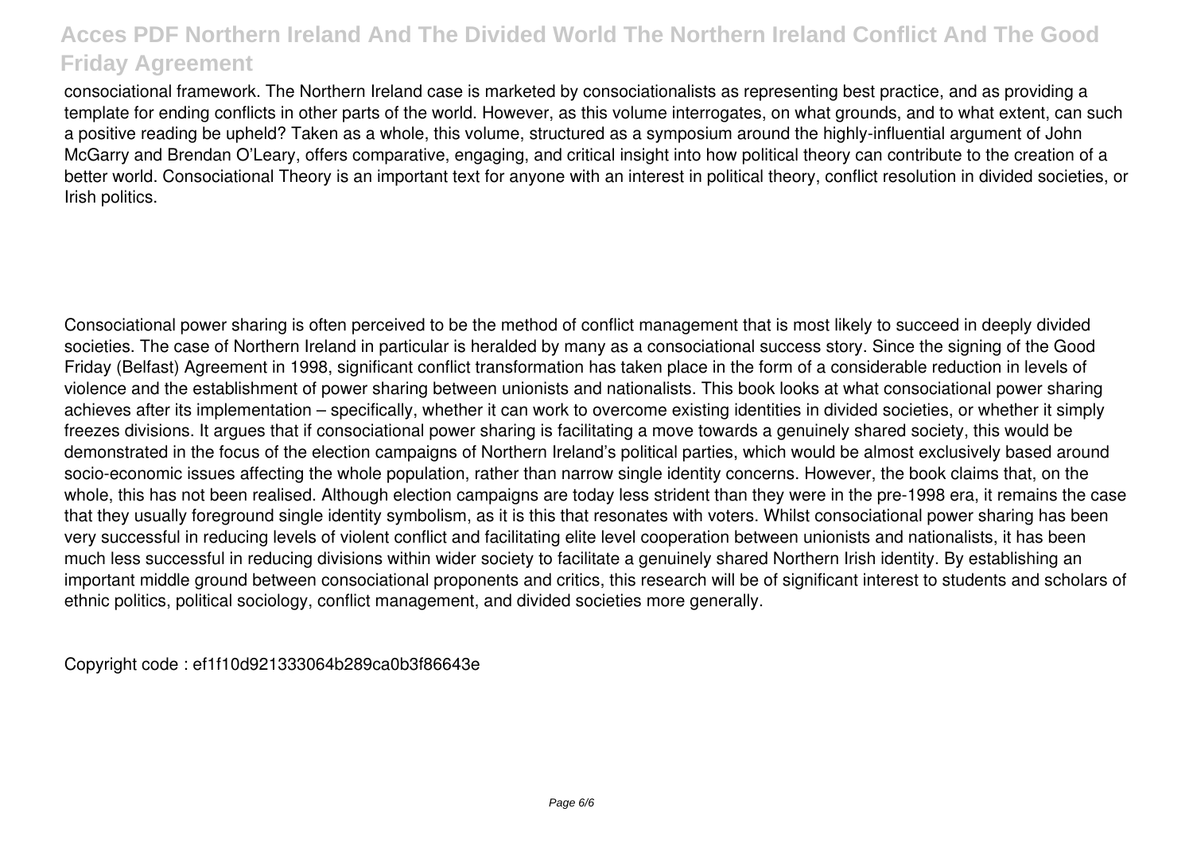consociational framework. The Northern Ireland case is marketed by consociationalists as representing best practice, and as providing a template for ending conflicts in other parts of the world. However, as this volume interrogates, on what grounds, and to what extent, can such a positive reading be upheld? Taken as a whole, this volume, structured as a symposium around the highly-influential argument of John McGarry and Brendan O'Leary, offers comparative, engaging, and critical insight into how political theory can contribute to the creation of a better world. Consociational Theory is an important text for anyone with an interest in political theory, conflict resolution in divided societies, or Irish politics.

Consociational power sharing is often perceived to be the method of conflict management that is most likely to succeed in deeply divided societies. The case of Northern Ireland in particular is heralded by many as a consociational success story. Since the signing of the Good Friday (Belfast) Agreement in 1998, significant conflict transformation has taken place in the form of a considerable reduction in levels of violence and the establishment of power sharing between unionists and nationalists. This book looks at what consociational power sharing achieves after its implementation – specifically, whether it can work to overcome existing identities in divided societies, or whether it simply freezes divisions. It argues that if consociational power sharing is facilitating a move towards a genuinely shared society, this would be demonstrated in the focus of the election campaigns of Northern Ireland's political parties, which would be almost exclusively based around socio-economic issues affecting the whole population, rather than narrow single identity concerns. However, the book claims that, on the whole, this has not been realised. Although election campaigns are today less strident than they were in the pre-1998 era, it remains the case that they usually foreground single identity symbolism, as it is this that resonates with voters. Whilst consociational power sharing has been very successful in reducing levels of violent conflict and facilitating elite level cooperation between unionists and nationalists, it has been much less successful in reducing divisions within wider society to facilitate a genuinely shared Northern Irish identity. By establishing an important middle ground between consociational proponents and critics, this research will be of significant interest to students and scholars of ethnic politics, political sociology, conflict management, and divided societies more generally.

Copyright code : ef1f10d921333064b289ca0b3f86643e